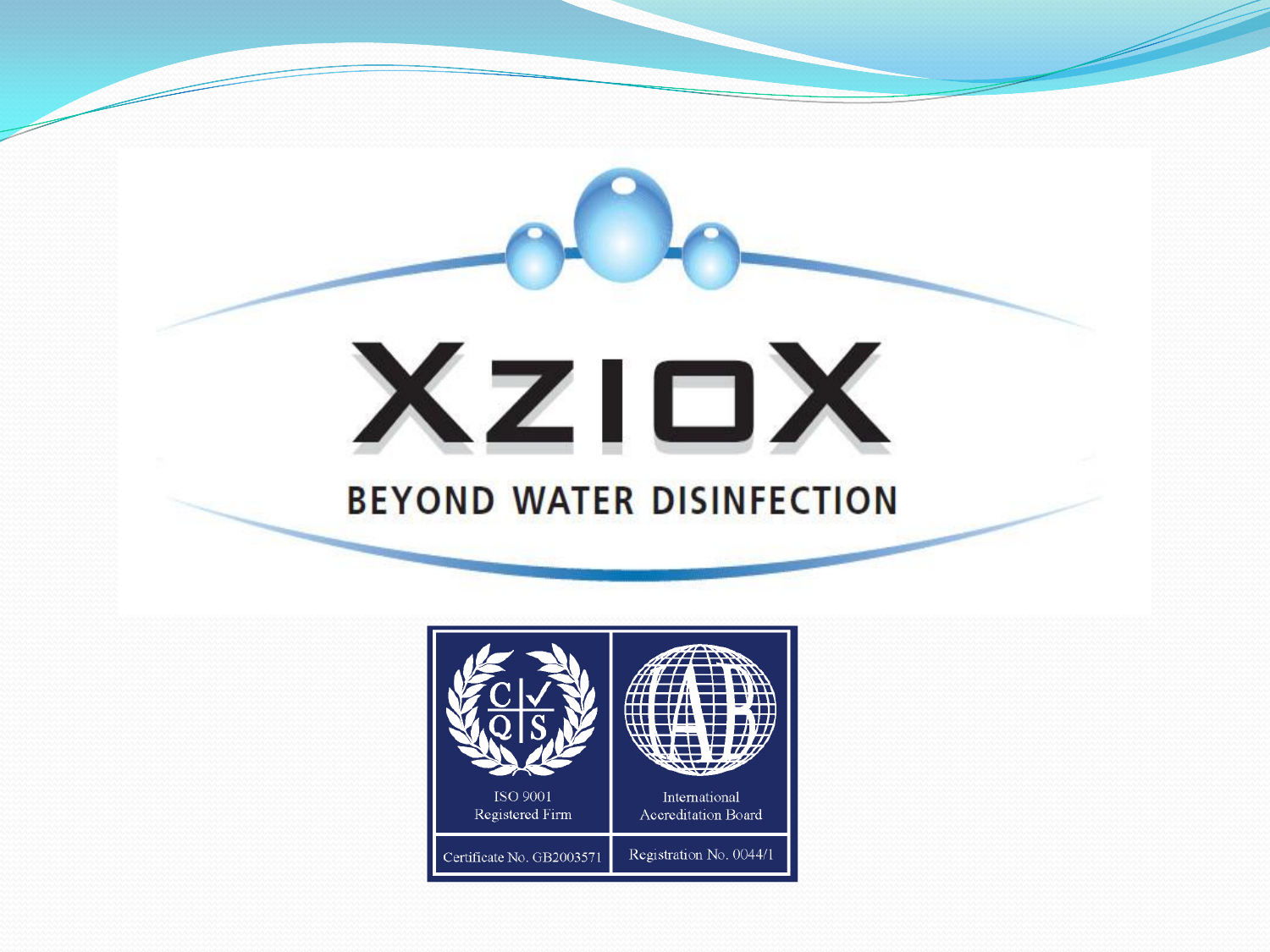# XzioX

## BEYOND WATER DISINFECTION

ISO 9001
Registered Firm

Certificate No. GB2003571

International
Accreditation Board

Registration No. 0044/1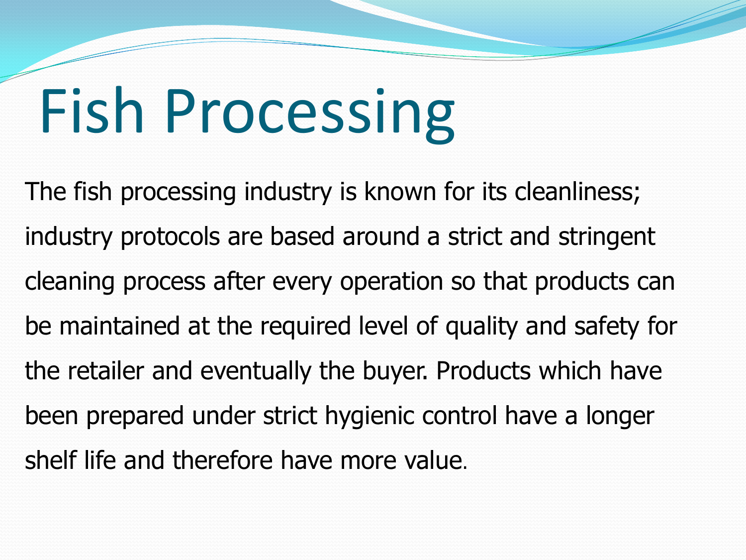# Fish Processing

The fish processing industry is known for its cleanliness; industry protocols are based around a strict and stringent cleaning process after every operation so that products can be maintained at the required level of quality and safety for the retailer and eventually the buyer. Products which have been prepared under strict hygienic control have a longer shelf life and therefore have more value.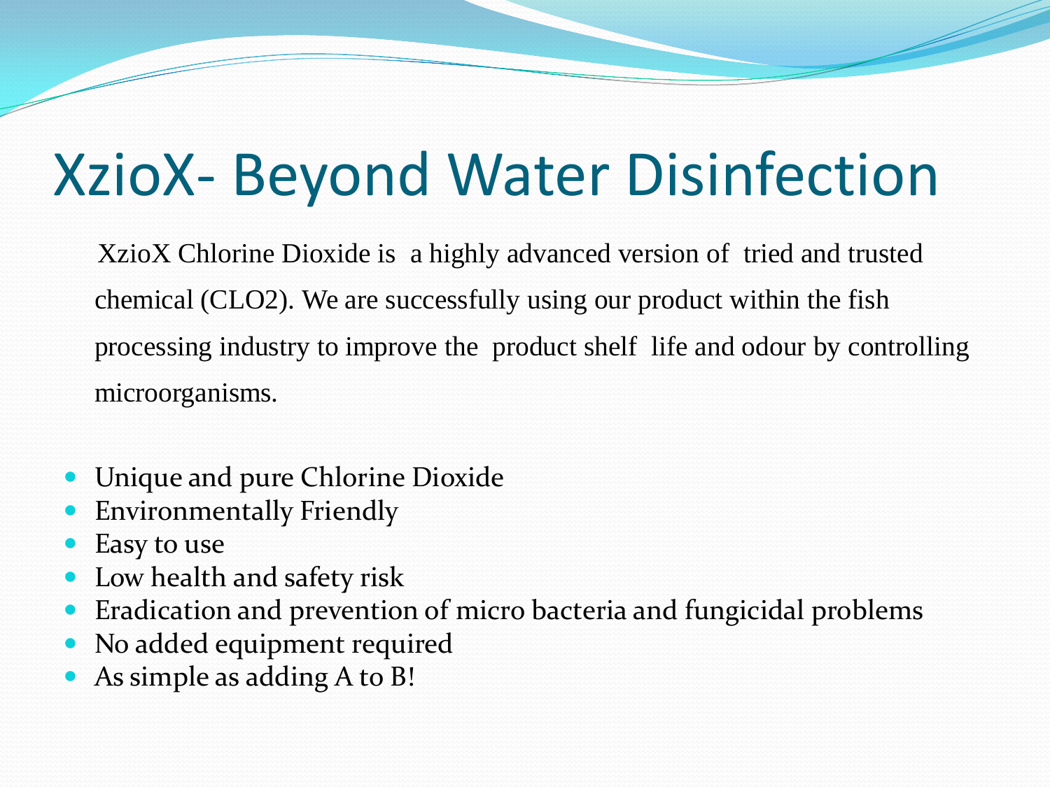# XzioX- Beyond Water Disinfection

XzioX Chlorine Dioxide is a highly advanced version of tried and trusted chemical (CLO2). We are successfully using our product within the fish processing industry to improve the product shelf life and odour by controlling microorganisms.

- Unique and pure Chlorine Dioxide
- Environmentally Friendly
- Easy to use
- Low health and safety risk
- Eradication and prevention of micro bacteria and fungicidal problems
- No added equipment required
- As simple as adding A to B!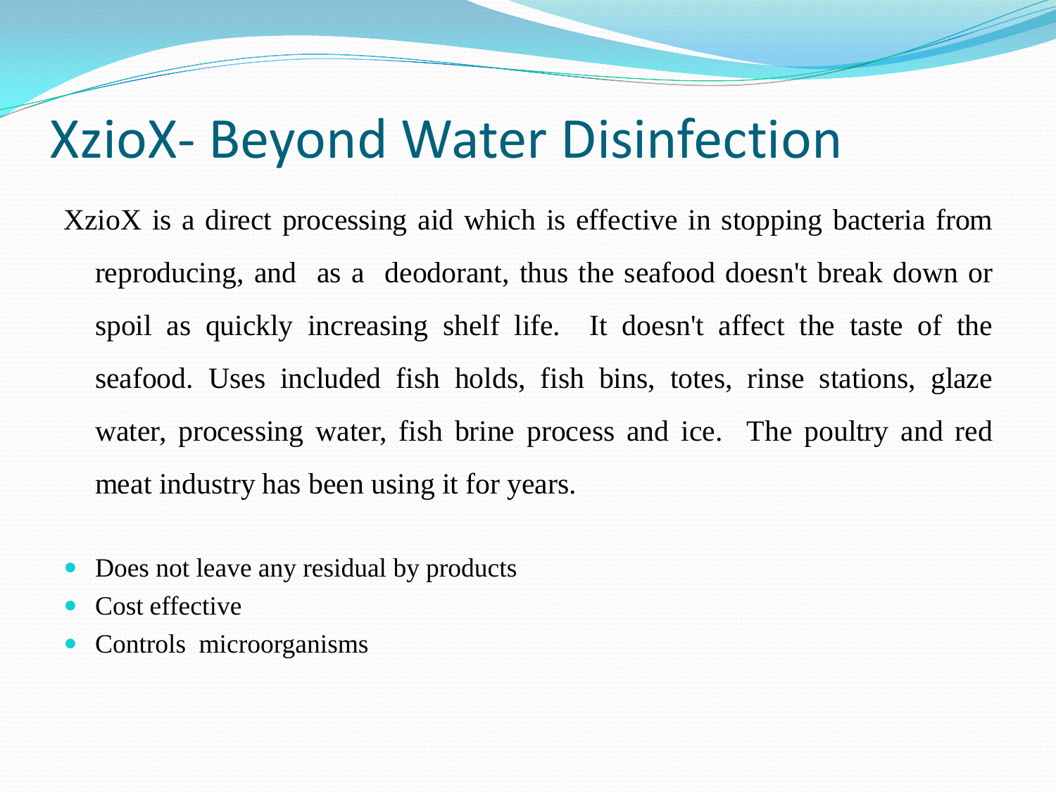# XzioX- Beyond Water Disinfection

XzioX is a direct processing aid which is effective in stopping bacteria from reproducing, and as a deodorant, thus the seafood doesn't break down or spoil as quickly increasing shelf life. It doesn't affect the taste of the seafood. Uses included fish holds, fish bins, totes, rinse stations, glaze water, processing water, fish brine process and ice. The poultry and red meat industry has been using it for years.

- Does not leave any residual by products
- Cost effective
- Controls microorganisms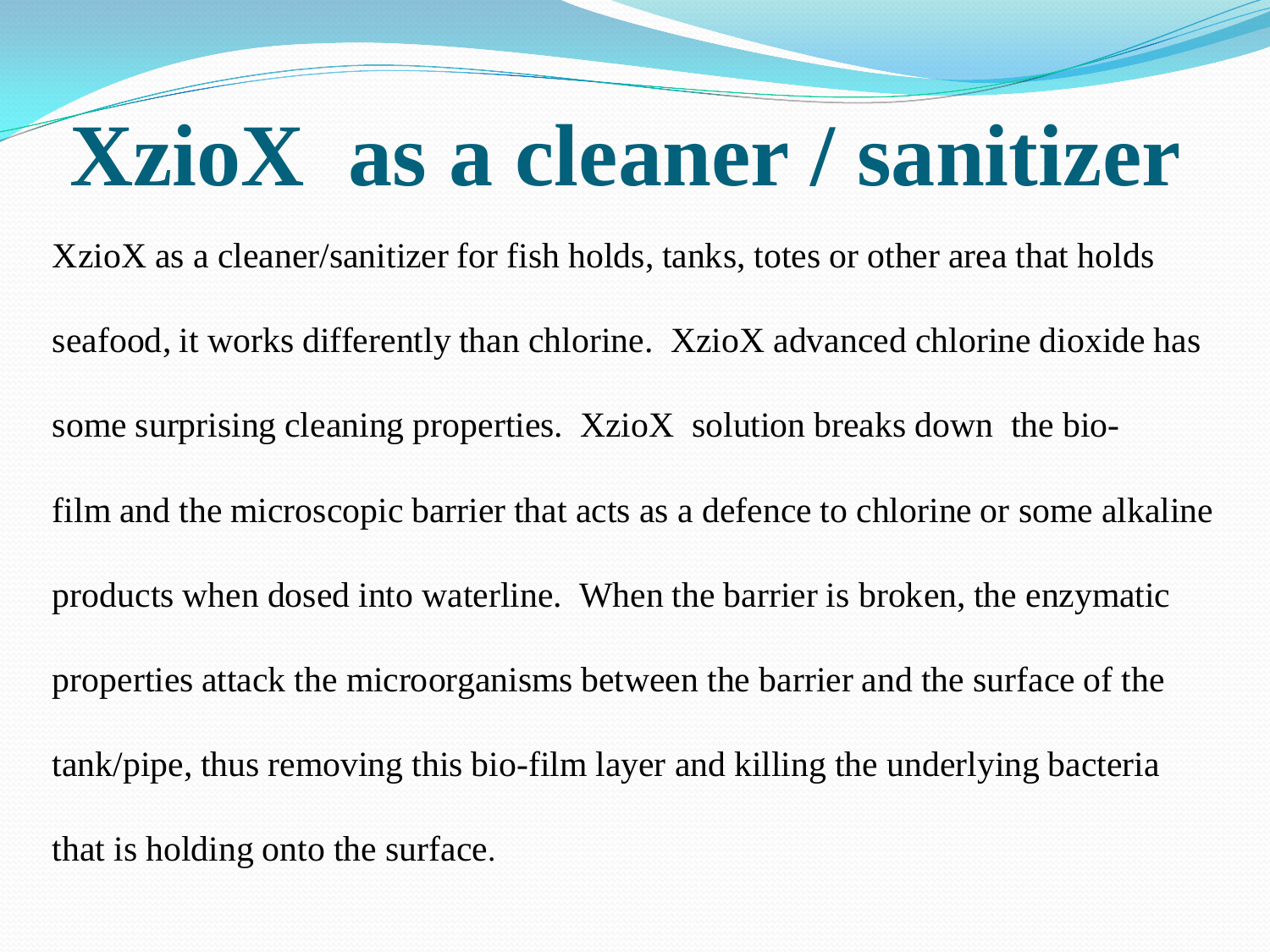# XzioX as a cleaner / sanitizer

XzioX as a cleaner/sanitizer for fish holds, tanks, totes or other area that holds seafood, it works differently than chlorine. XzioX advanced chlorine dioxide has some surprising cleaning properties. XzioX solution breaks down the bio-film and the microscopic barrier that acts as a defence to chlorine or some alkaline products when dosed into waterline. When the barrier is broken, the enzymatic properties attack the microorganisms between the barrier and the surface of the tank/pipe, thus removing this bio-film layer and killing the underlying bacteria that is holding onto the surface.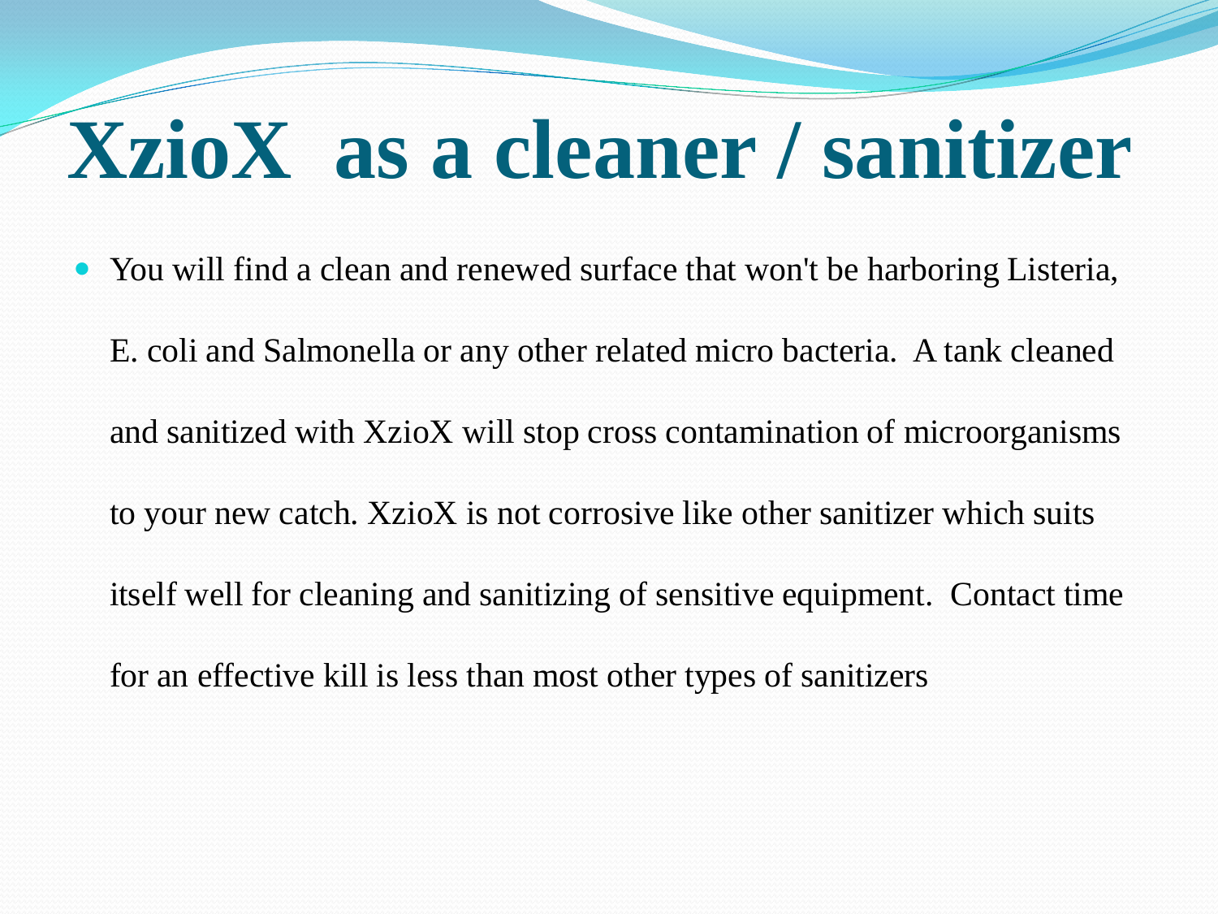# XzioX as a cleaner / sanitizer

- You will find a clean and renewed surface that won't be harboring Listeria, E. coli and Salmonella or any other related micro bacteria. A tank cleaned and sanitized with XzioX will stop cross contamination of microorganisms to your new catch. XzioX is not corrosive like other sanitizer which suits itself well for cleaning and sanitizing of sensitive equipment. Contact time for an effective kill is less than most other types of sanitizers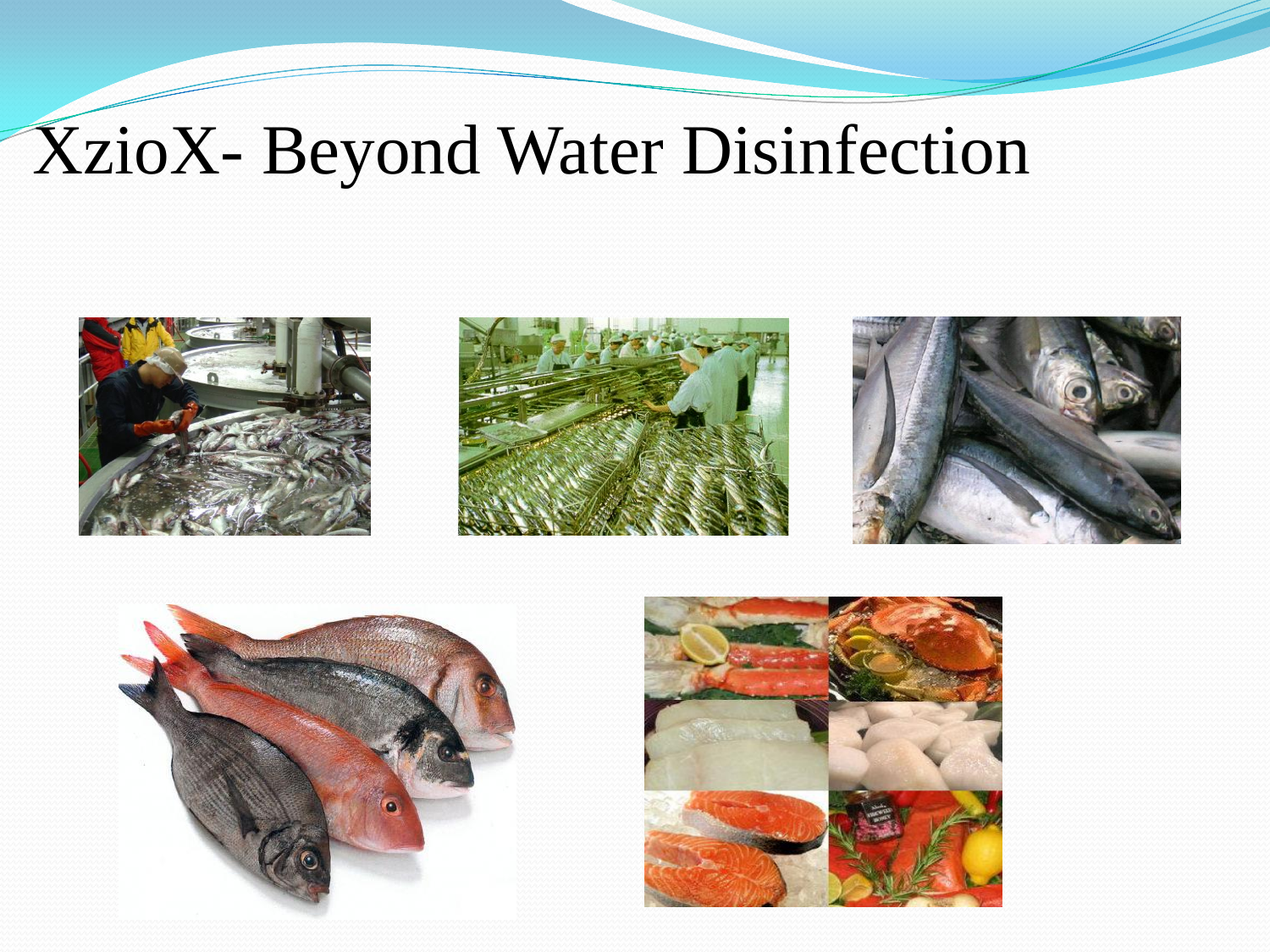# XzioX- Beyond Water Disinfection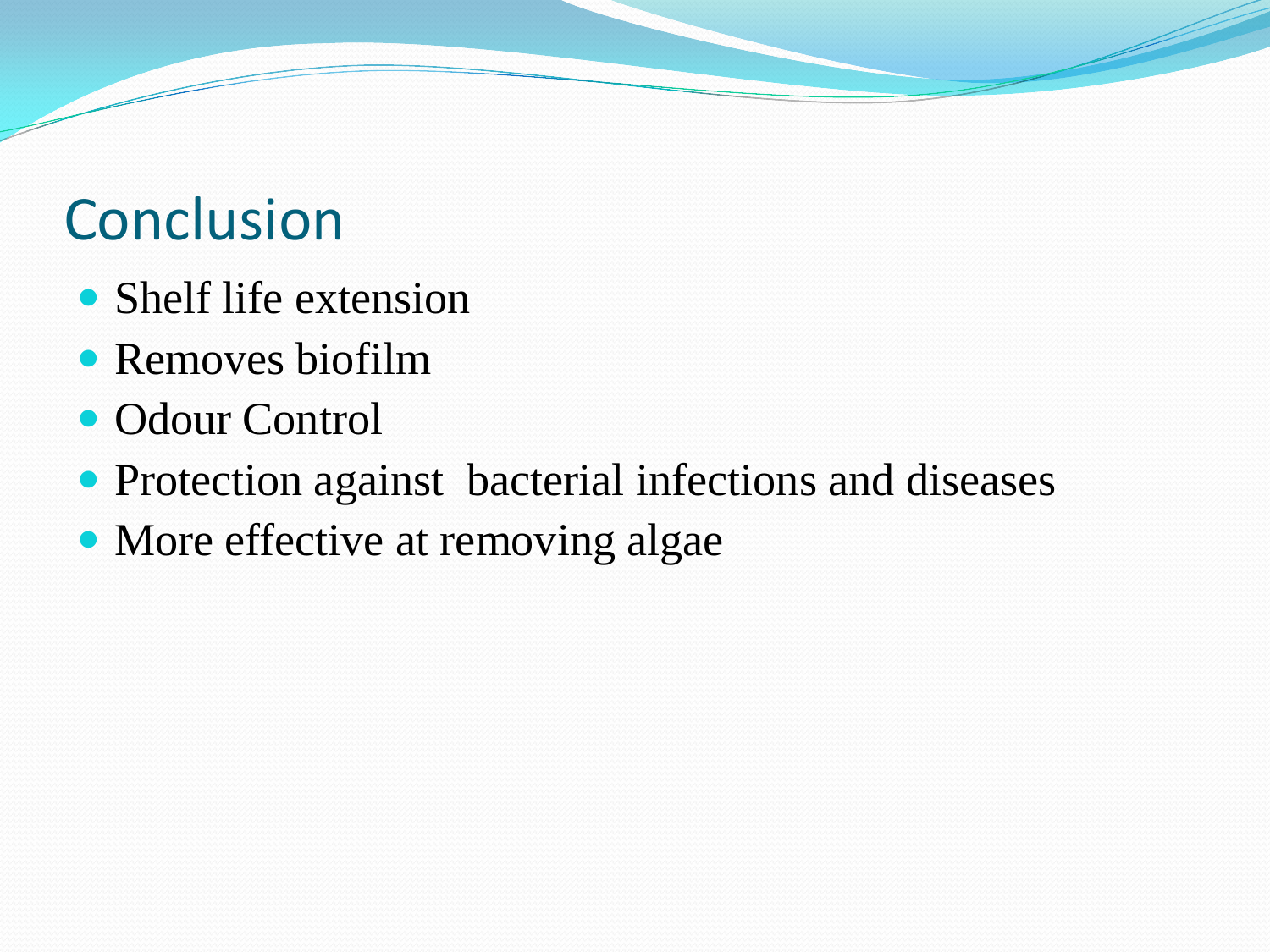# Conclusion

- Shelf life extension
- Removes biofilm
- Odour Control
- Protection against  bacterial infections and diseases
- More effective at removing algae